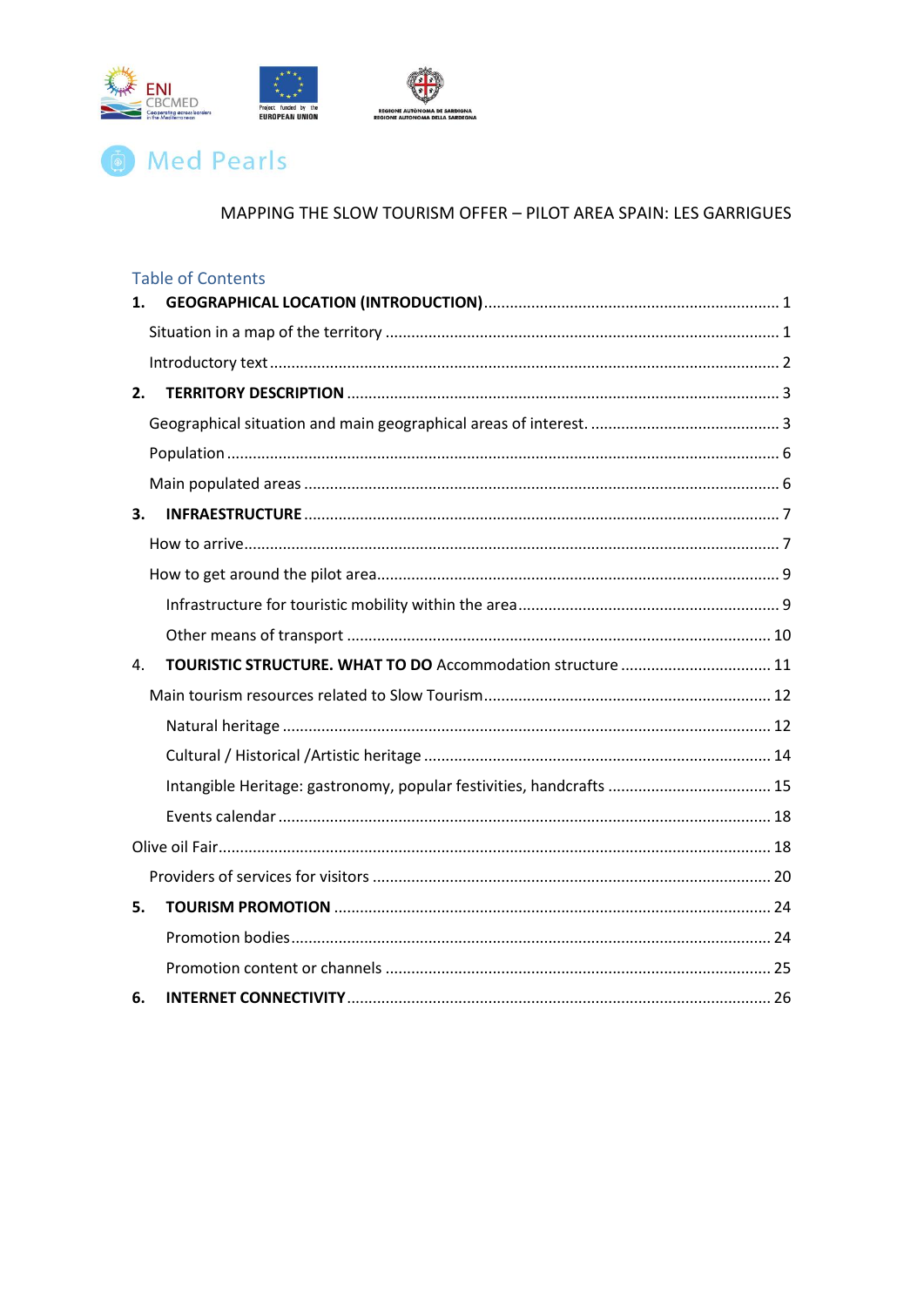# Med Pearls

MAPPING THE SLOW TOURISM OFFER – PILOT AREA SPAIN: LES GARRIGUES

## Table of Contents

**1. GEOGRAPHICAL LOCATION (INTRODUCTION)** .......... 1

Situation in a map of the territory .......... 1

Introductory text .......... 2

**2. TERRITORY DESCRIPTION** .......... 3

Geographical situation and main geographical areas of interest. .......... 3

Population .......... 6

Main populated areas .......... 6

**3. INFRAESTRUCTURE** .......... 7

How to arrive .......... 7

How to get around the pilot area .......... 9

Infrastructure for touristic mobility within the area .......... 9

Other means of transport .......... 10

4. **TOURISTIC STRUCTURE. WHAT TO DO** Accommodation structure .......... 11

Main tourism resources related to Slow Tourism .......... 12

Natural heritage .......... 12

Cultural / Historical /Artistic heritage .......... 14

Intangible Heritage: gastronomy, popular festivities, handcrafts .......... 15

Events calendar .......... 18

Olive oil Fair .......... 18

Providers of services for visitors .......... 20

**5. TOURISM PROMOTION** .......... 24

Promotion bodies .......... 24

Promotion content or channels .......... 25

**6. INTERNET CONNECTIVITY** .......... 26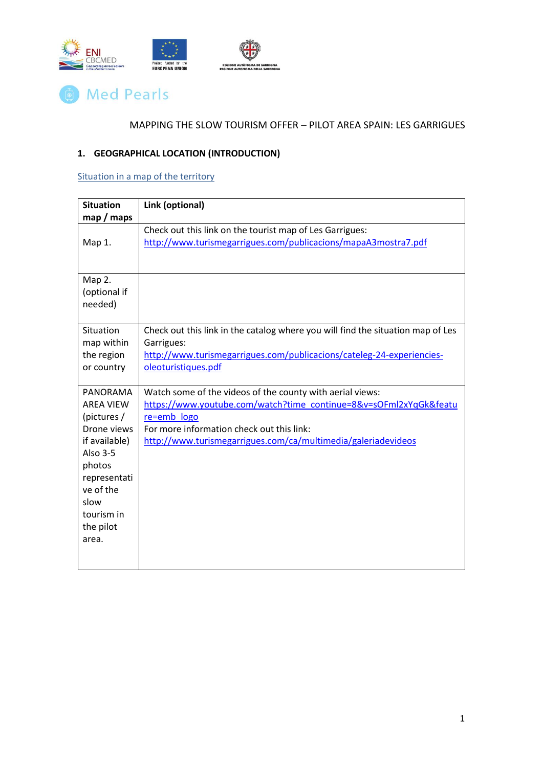Med Pearls

MAPPING THE SLOW TOURISM OFFER – PILOT AREA SPAIN: LES GARRIGUES

## 1. GEOGRAPHICAL LOCATION (INTRODUCTION)

Situation in a map of the territory

| Situation map / maps | Link (optional) |
|---|---|
| Map 1. | Check out this link on the tourist map of Les Garrigues: http://www.turismegarrigues.com/publicacions/mapaA3mostra7.pdf |
| Map 2. (optional if needed) | |
| Situation map within the region or country | Check out this link in the catalog where you will find the situation map of Les Garrigues: http://www.turismegarrigues.com/publicacions/cateleg-24-experiencies-oleoturistiques.pdf |
| PANORAMA AREA VIEW (pictures / Drone views if available) Also 3-5 photos representative of the slow tourism in the pilot area. | Watch some of the videos of the county with aerial views: https://www.youtube.com/watch?time_continue=8&v=sOFml2xYqGk&feature=emb_logo For more information check out this link: http://www.turismegarrigues.com/ca/multimedia/galeriadevideos |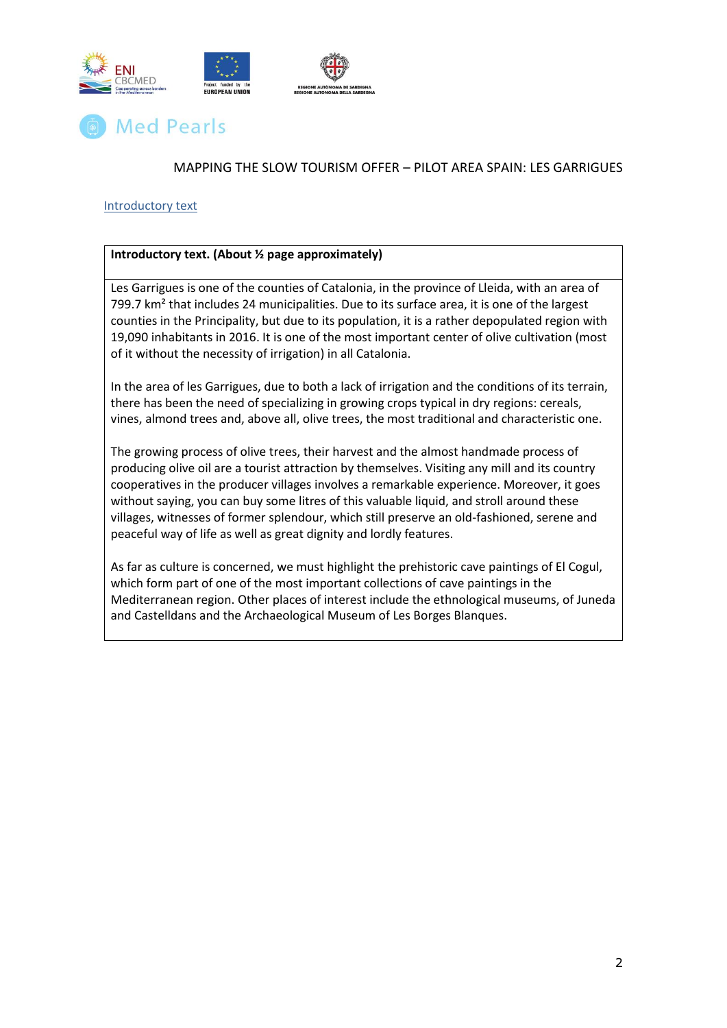Med Pearls

MAPPING THE SLOW TOURISM OFFER – PILOT AREA SPAIN: LES GARRIGUES

Introductory text

| **Introductory text. (About ½ page approximately)** |
| --- |
| Les Garrigues is one of the counties of Catalonia, in the province of Lleida, with an area of 799.7 km² that includes 24 municipalities. Due to its surface area, it is one of the largest counties in the Principality, but due to its population, it is a rather depopulated region with 19,090 inhabitants in 2016. It is one of the most important center of olive cultivation (most of it without the necessity of irrigation) in all Catalonia.<br><br>In the area of les Garrigues, due to both a lack of irrigation and the conditions of its terrain, there has been the need of specializing in growing crops typical in dry regions: cereals, vines, almond trees and, above all, olive trees, the most traditional and characteristic one.<br><br>The growing process of olive trees, their harvest and the almost handmade process of producing olive oil are a tourist attraction by themselves. Visiting any mill and its country cooperatives in the producer villages involves a remarkable experience. Moreover, it goes without saying, you can buy some litres of this valuable liquid, and stroll around these villages, witnesses of former splendour, which still preserve an old-fashioned, serene and peaceful way of life as well as great dignity and lordly features.<br><br>As far as culture is concerned, we must highlight the prehistoric cave paintings of El Cogul, which form part of one of the most important collections of cave paintings in the Mediterranean region. Other places of interest include the ethnological museums, of Juneda and Castelldans and the Archaeological Museum of Les Borges Blanques. |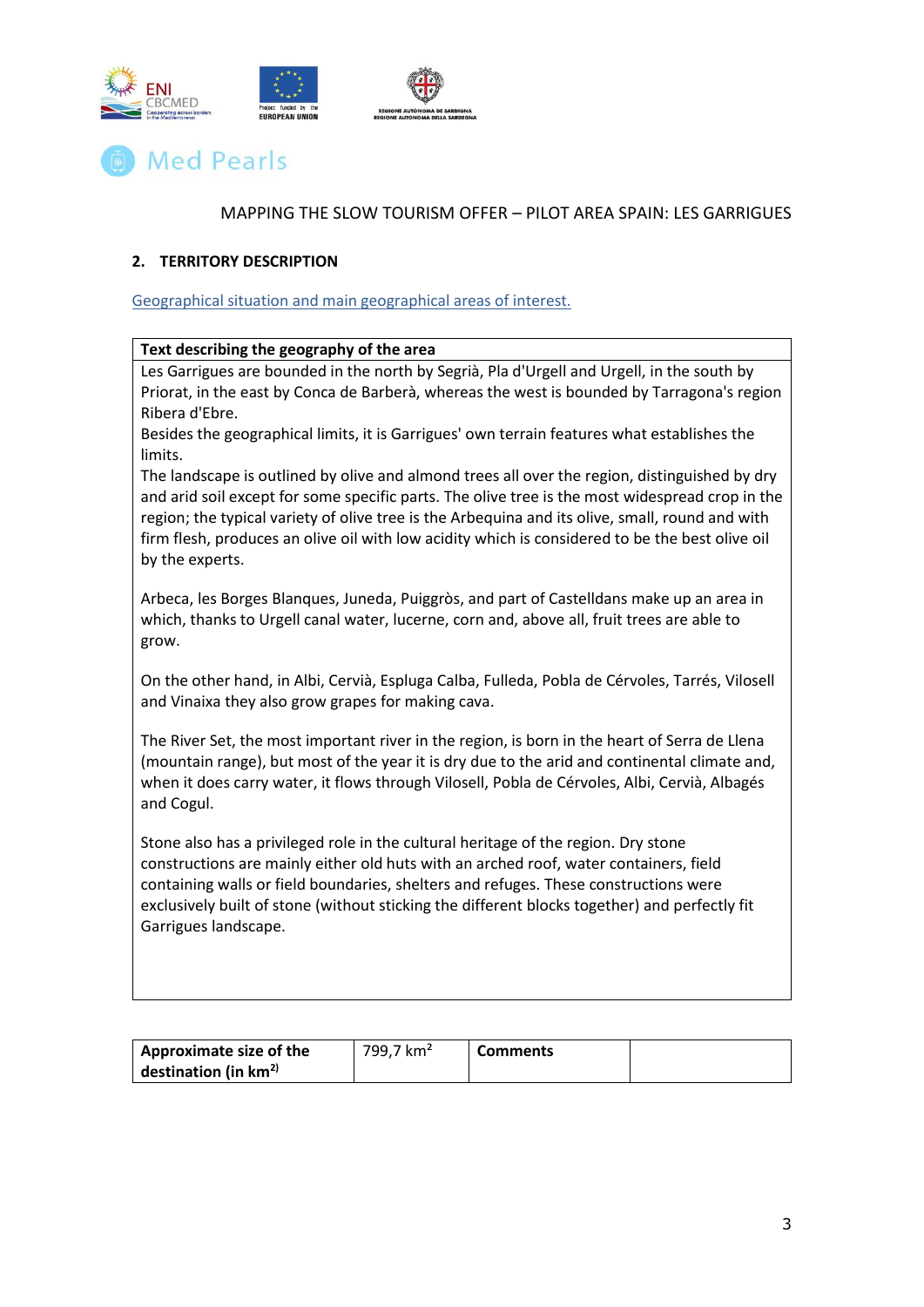MAPPING THE SLOW TOURISM OFFER – PILOT AREA SPAIN: LES GARRIGUES

## 2. TERRITORY DESCRIPTION

Geographical situation and main geographical areas of interest.

| Text describing the geography of the area |
|---|
| Les Garrigues are bounded in the north by Segrià, Pla d'Urgell and Urgell, in the south by Priorat, in the east by Conca de Barberà, whereas the west is bounded by Tarragona's region Ribera d'Ebre.<br>Besides the geographical limits, it is Garrigues' own terrain features what establishes the limits.<br>The landscape is outlined by olive and almond trees all over the region, distinguished by dry and arid soil except for some specific parts. The olive tree is the most widespread crop in the region; the typical variety of olive tree is the Arbequina and its olive, small, round and with firm flesh, produces an olive oil with low acidity which is considered to be the best olive oil by the experts.<br><br>Arbeca, les Borges Blanques, Juneda, Puiggròs, and part of Castelldans make up an area in which, thanks to Urgell canal water, lucerne, corn and, above all, fruit trees are able to grow.<br><br>On the other hand, in Albi, Cervià, Espluga Calba, Fulleda, Pobla de Cérvoles, Tarrés, Vilosell and Vinaixa they also grow grapes for making cava.<br><br>The River Set, the most important river in the region, is born in the heart of Serra de Llena (mountain range), but most of the year it is dry due to the arid and continental climate and, when it does carry water, it flows through Vilosell, Pobla de Cérvoles, Albi, Cervià, Albagés and Cogul.<br><br>Stone also has a privileged role in the cultural heritage of the region. Dry stone constructions are mainly either old huts with an arched roof, water containers, field containing walls or field boundaries, shelters and refuges. These constructions were exclusively built of stone (without sticking the different blocks together) and perfectly fit Garrigues landscape. |

| **Approximate size of the destination (in km$^{2}$)** | 799,7 km$^{2}$ | **Comments** | |
|---|---|---|---|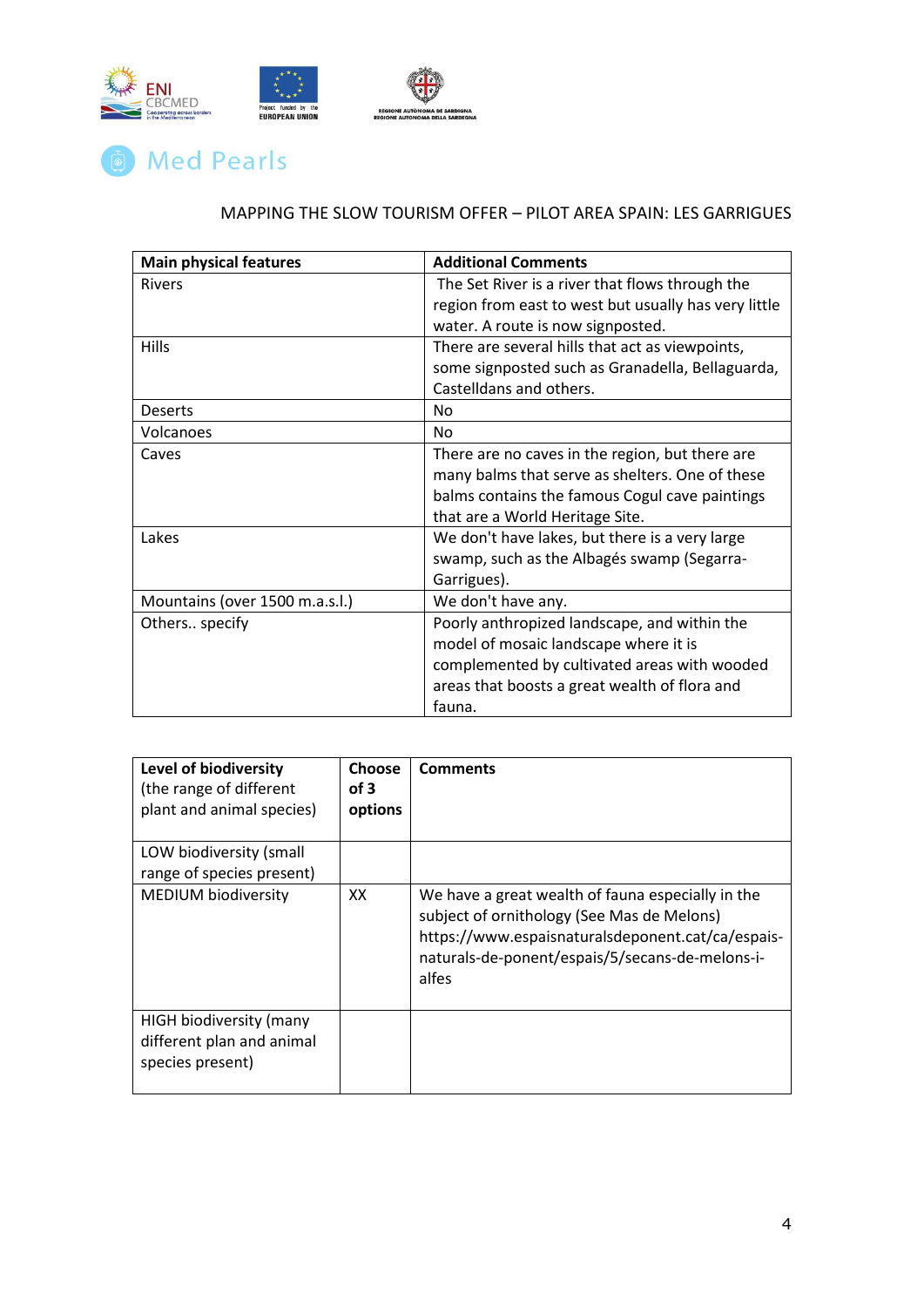MAPPING THE SLOW TOURISM OFFER – PILOT AREA SPAIN: LES GARRIGUES

| **Main physical features** | **Additional Comments** |
| --- | --- |
| Rivers | The Set River is a river that flows through the region from east to west but usually has very little water. A route is now signposted. |
| Hills | There are several hills that act as viewpoints, some signposted such as Granadella, Bellaguarda, Castelldans and others. |
| Deserts | No |
| Volcanoes | No |
| Caves | There are no caves in the region, but there are many balms that serve as shelters. One of these balms contains the famous Cogul cave paintings that are a World Heritage Site. |
| Lakes | We don't have lakes, but there is a very large swamp, such as the Albagés swamp (Segarra-Garrigues). |
| Mountains (over 1500 m.a.s.l.) | We don't have any. |
| Others.. specify | Poorly anthropized landscape, and within the model of mosaic landscape where it is complemented by cultivated areas with wooded areas that boosts a great wealth of flora and fauna. |

| **Level of biodiversity** (the range of different plant and animal species) | **Choose of 3 options** | **Comments** |
| --- | --- | --- |
| LOW biodiversity (small range of species present) | | |
| MEDIUM biodiversity | XX | We have a great wealth of fauna especially in the subject of ornithology (See Mas de Melons) https://www.espaisnaturalsdeponent.cat/ca/espais-naturals-de-ponent/espais/5/secans-de-melons-i-alfes |
| HIGH biodiversity (many different plan and animal species present) | | |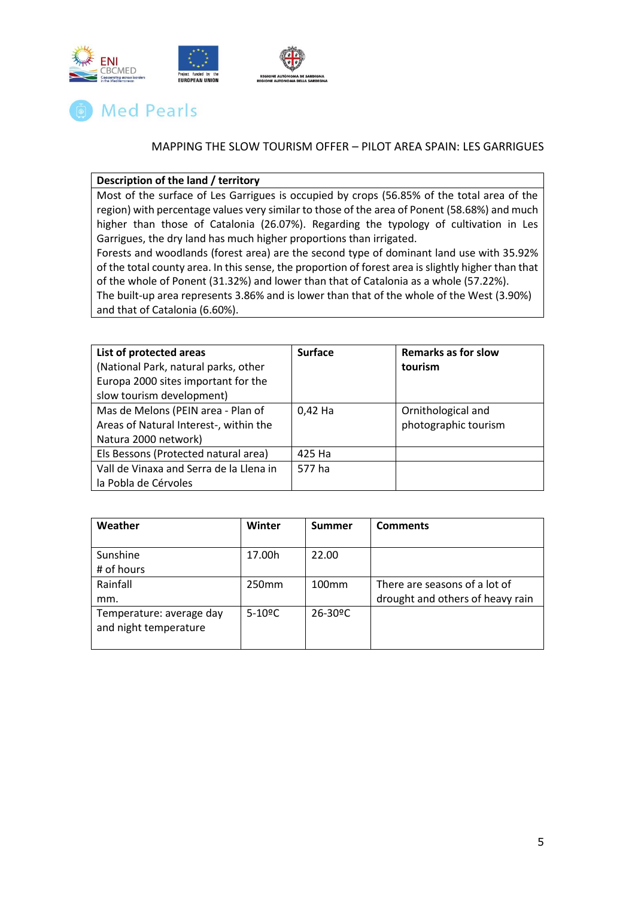MAPPING THE SLOW TOURISM OFFER – PILOT AREA SPAIN: LES GARRIGUES

| Description of the land / territory |
|---|
| Most of the surface of Les Garrigues is occupied by crops (56.85% of the total area of the region) with percentage values very similar to those of the area of Ponent (58.68%) and much higher than those of Catalonia (26.07%). Regarding the typology of cultivation in Les Garrigues, the dry land has much higher proportions than irrigated. Forests and woodlands (forest area) are the second type of dominant land use with 35.92% of the total county area. In this sense, the proportion of forest area is slightly higher than that of the whole of Ponent (31.32%) and lower than that of Catalonia as a whole (57.22%). The built-up area represents 3.86% and is lower than that of the whole of the West (3.90%) and that of Catalonia (6.60%). |

| **List of protected areas** (National Park, natural parks, other Europa 2000 sites important for the slow tourism development) | **Surface** | **Remarks as for slow tourism** |
|---|---|---|
| Mas de Melons (PEIN area - Plan of Areas of Natural Interest-, within the Natura 2000 network) | 0,42 Ha | Ornithological and photographic tourism |
| Els Bessons (Protected natural area) | 425 Ha | |
| Vall de Vinaxa and Serra de la Llena in la Pobla de Cérvoles | 577 ha | |

| Weather | Winter | Summer | Comments |
|---|---|---|---|
| Sunshine # of hours | 17.00h | 22.00 | |
| Rainfall mm. | 250mm | 100mm | There are seasons of a lot of drought and others of heavy rain |
| Temperature: average day and night temperature | 5-10ºC | 26-30ºC | |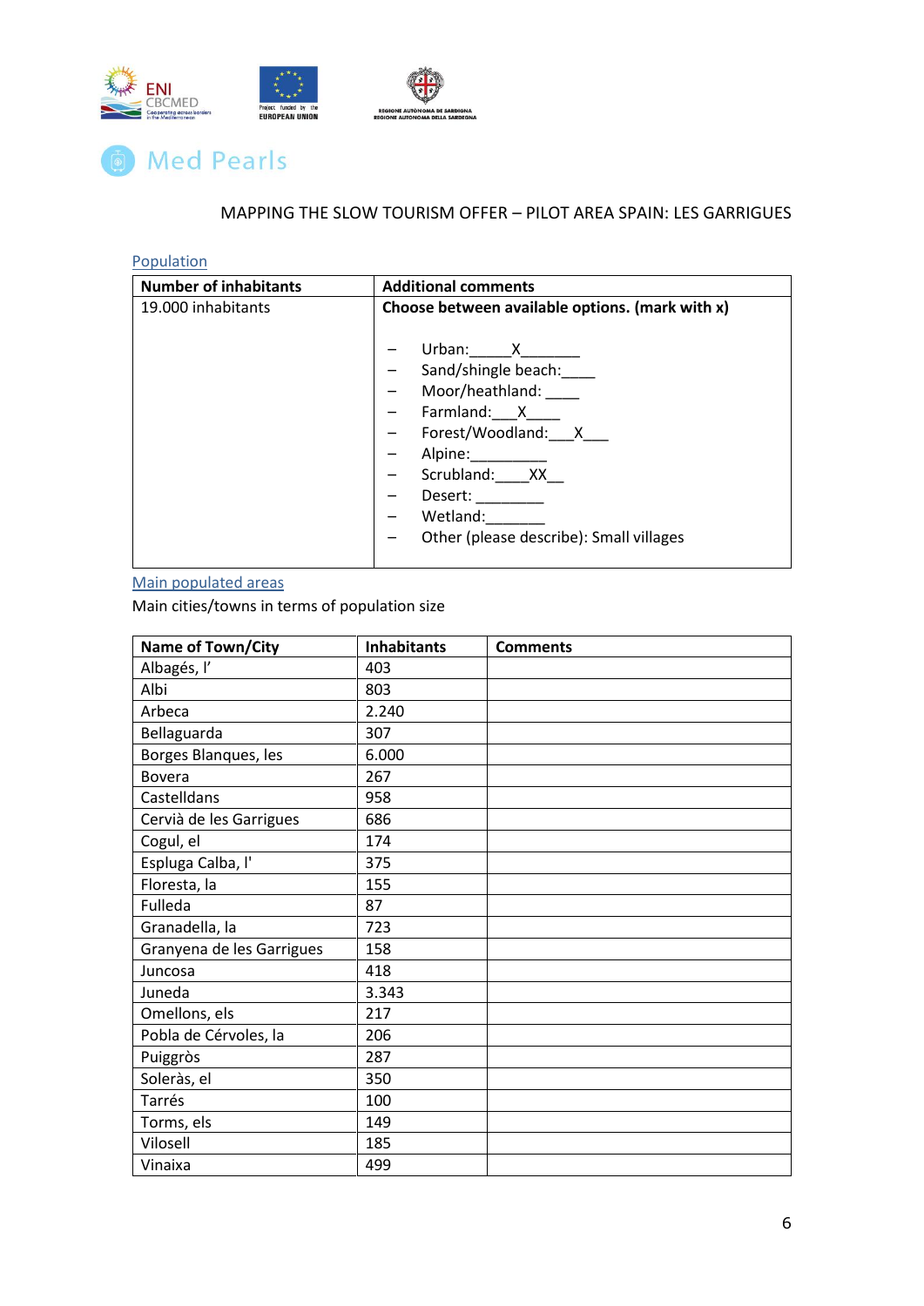MAPPING THE SLOW TOURISM OFFER – PILOT AREA SPAIN: LES GARRIGUES

## Population

| Number of inhabitants | Additional comments |
|---|---|
| 19.000 inhabitants | **Choose between available options. (mark with x)**<br><br>– Urban:_____X_______<br>– Sand/shingle beach:____<br>– Moor/heathland: ____<br>– Farmland:___X____<br>– Forest/Woodland:___X___<br>– Alpine:_________<br>– Scrubland:____XX__<br>– Desert: ________<br>– Wetland:_______<br>– Other (please describe): Small villages |

## Main populated areas

Main cities/towns in terms of population size

| Name of Town/City | Inhabitants | Comments |
|---|---|---|
| Albagés, l' | 403 | |
| Albi | 803 | |
| Arbeca | 2.240 | |
| Bellaguarda | 307 | |
| Borges Blanques, les | 6.000 | |
| Bovera | 267 | |
| Castelldans | 958 | |
| Cervià de les Garrigues | 686 | |
| Cogul, el | 174 | |
| Espluga Calba, l' | 375 | |
| Floresta, la | 155 | |
| Fulleda | 87 | |
| Granadella, la | 723 | |
| Granyena de les Garrigues | 158 | |
| Juncosa | 418 | |
| Juneda | 3.343 | |
| Omellons, els | 217 | |
| Pobla de Cérvoles, la | 206 | |
| Puiggròs | 287 | |
| Soleràs, el | 350 | |
| Tarrés | 100 | |
| Torms, els | 149 | |
| Vilosell | 185 | |
| Vinaixa | 499 | |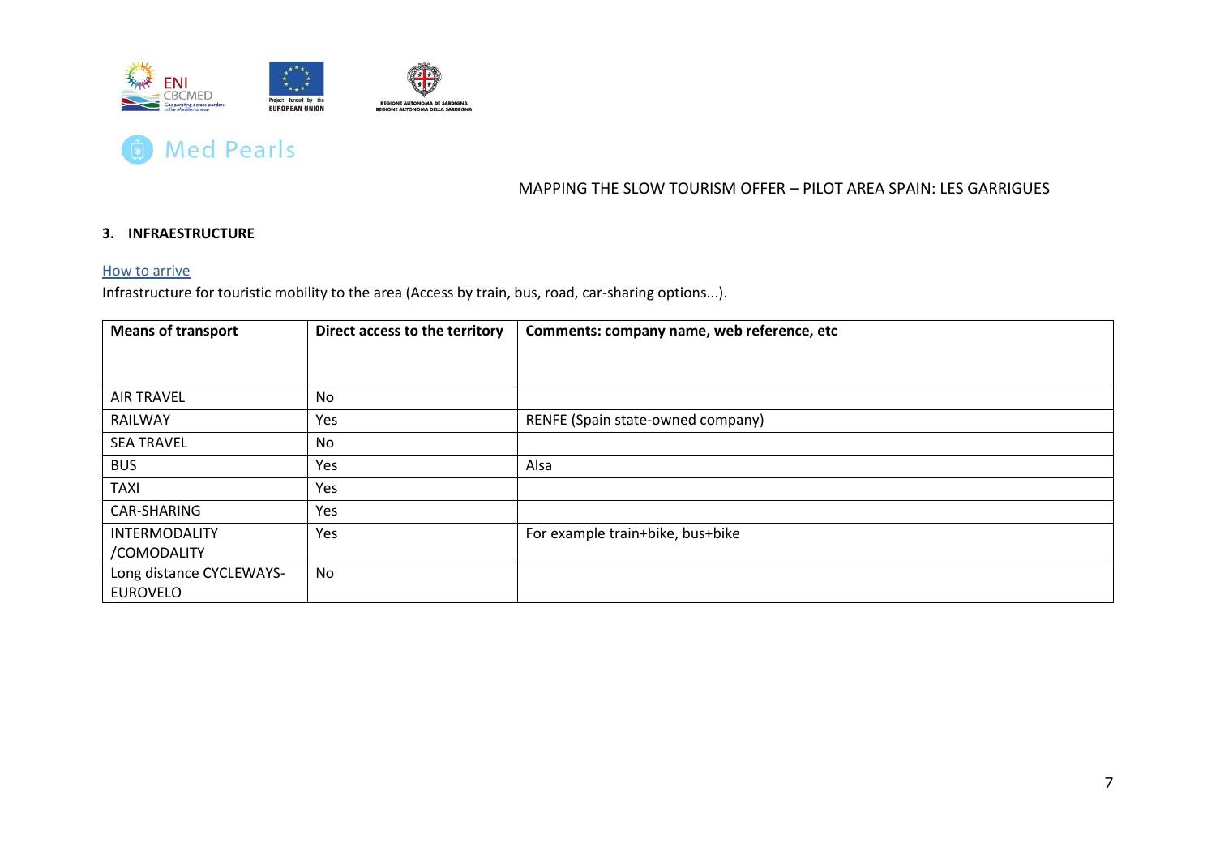### 3. INFRAESTRUCTURE

How to arrive

Infrastructure for touristic mobility to the area (Access by train, bus, road, car-sharing options...).

| Means of transport | Direct access to the territory | Comments: company name, web reference, etc |
|---|---|---|
| AIR TRAVEL | No | |
| RAILWAY | Yes | RENFE (Spain state-owned company) |
| SEA TRAVEL | No | |
| BUS | Yes | Alsa |
| TAXI | Yes | |
| CAR-SHARING | Yes | |
| INTERMODALITY /COMODALITY | Yes | For example train+bike, bus+bike |
| Long distance CYCLEWAYS-EUROVELO | No | |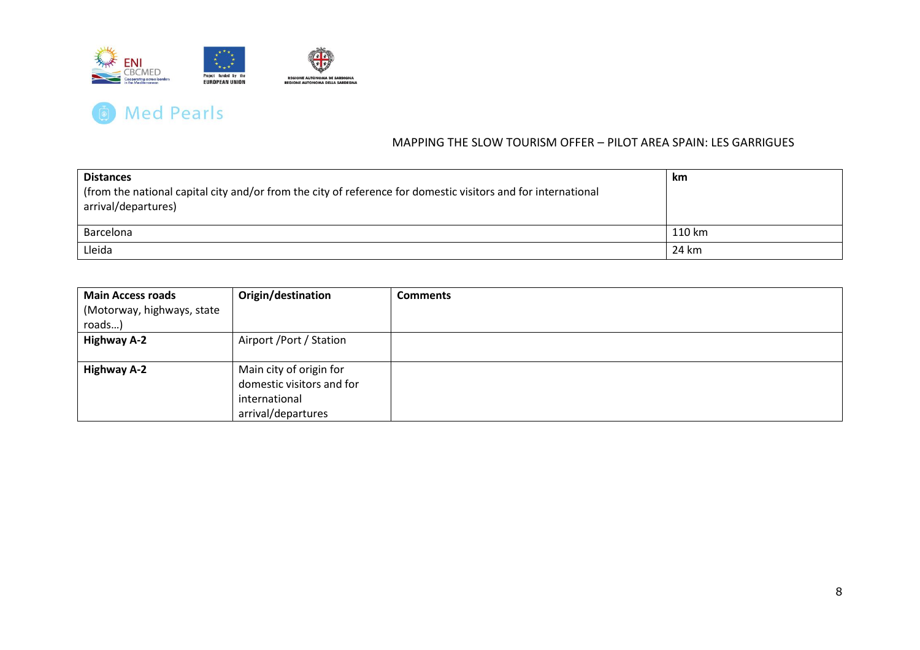MAPPING THE SLOW TOURISM OFFER – PILOT AREA SPAIN: LES GARRIGUES

| **Distances** (from the national capital city and/or from the city of reference for domestic visitors and for international arrival/departures) | **km** |
|---|---|
| Barcelona | 110 km |
| Lleida | 24 km |

| **Main Access roads** (Motorway, highways, state roads…) | **Origin/destination** | **Comments** |
|---|---|---|
| **Highway A-2** | Airport /Port / Station | |
| **Highway A-2** | Main city of origin for domestic visitors and for international arrival/departures | |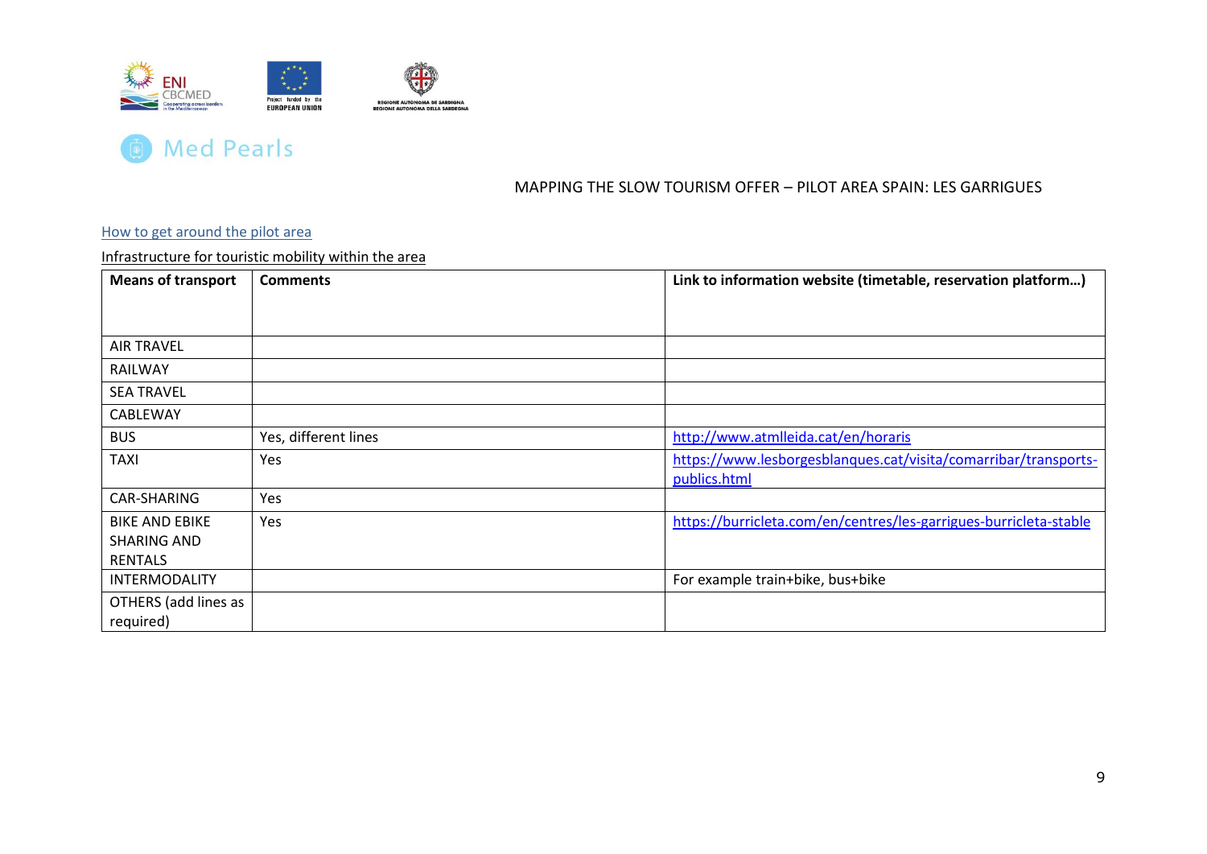MAPPING THE SLOW TOURISM OFFER – PILOT AREA SPAIN: LES GARRIGUES

## How to get around the pilot area

### Infrastructure for touristic mobility within the area

| Means of transport | Comments | Link to information website (timetable, reservation platform…) |
|---|---|---|
| AIR TRAVEL | | |
| RAILWAY | | |
| SEA TRAVEL | | |
| CABLEWAY | | |
| BUS | Yes, different lines | http://www.atmlleida.cat/en/horaris |
| TAXI | Yes | https://www.lesborgesblanques.cat/visita/comarribar/transports-publics.html |
| CAR-SHARING | Yes | |
| BIKE AND EBIKE SHARING AND RENTALS | Yes | https://burricleta.com/en/centres/les-garrigues-burricleta-stable |
| INTERMODALITY | | For example train+bike, bus+bike |
| OTHERS (add lines as required) | | |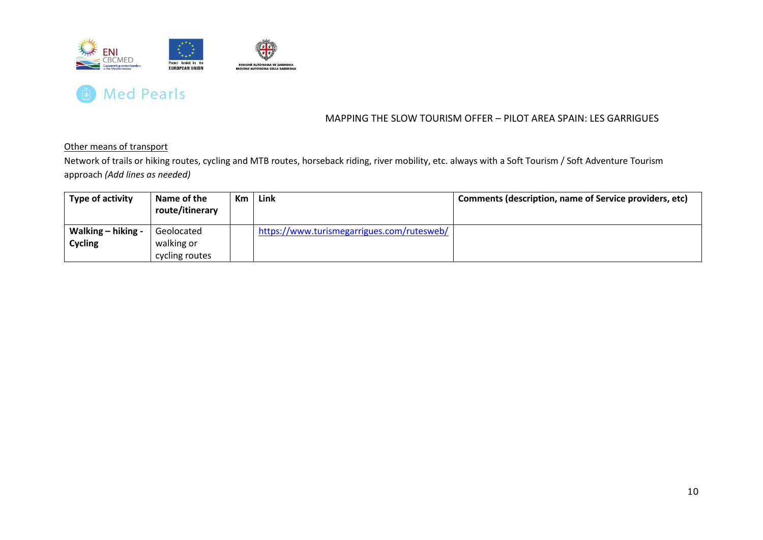Other means of transport

Network of trails or hiking routes, cycling and MTB routes, horseback riding, river mobility, etc. always with a Soft Tourism / Soft Adventure Tourism approach *(Add lines as needed)*

| Type of activity | Name of the route/itinerary | Km | Link | Comments (description, name of Service providers, etc) |
|---|---|---|---|---|
| **Walking – hiking - Cycling** | Geolocated walking or cycling routes | | https://www.turismegarrigues.com/rutesweb/ | |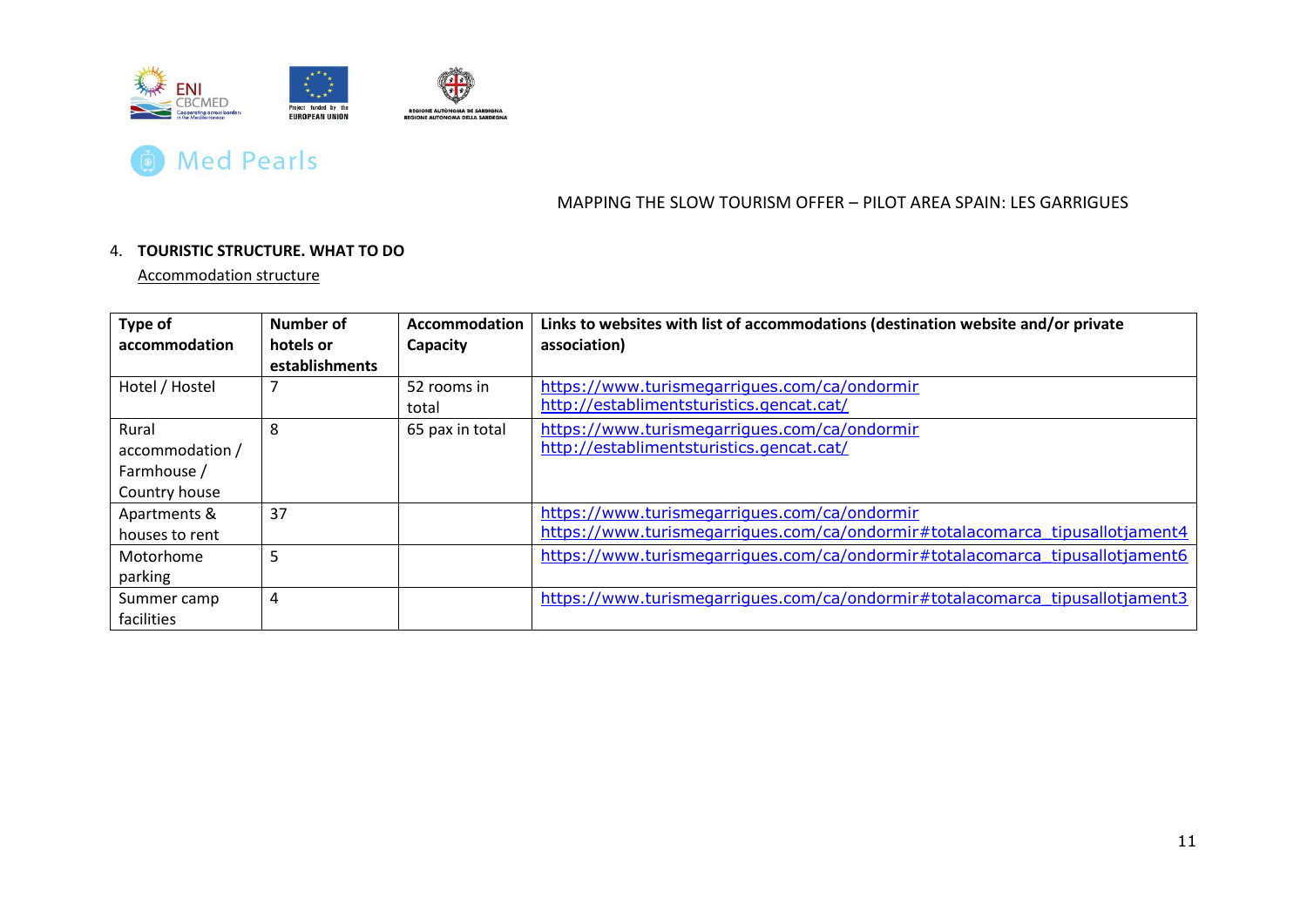MAPPING THE SLOW TOURISM OFFER – PILOT AREA SPAIN: LES GARRIGUES

4. **TOURISTIC STRUCTURE. WHAT TO DO**

Accommodation structure

| Type of accommodation | Number of hotels or establishments | Accommodation Capacity | Links to websites with list of accommodations (destination website and/or private association) |
|---|---|---|---|
| Hotel / Hostel | 7 | 52 rooms in total | https://www.turismegarrigues.com/ca/ondormir http://establimentsturistics.gencat.cat/ |
| Rural accommodation / Farmhouse / Country house | 8 | 65 pax in total | https://www.turismegarrigues.com/ca/ondormir http://establimentsturistics.gencat.cat/ |
| Apartments & houses to rent | 37 | | https://www.turismegarrigues.com/ca/ondormir https://www.turismegarrigues.com/ca/ondormir#totalacomarca_tipusallotjament4 |
| Motorhome parking | 5 | | https://www.turismegarrigues.com/ca/ondormir#totalacomarca_tipusallotjament6 |
| Summer camp facilities | 4 | | https://www.turismegarrigues.com/ca/ondormir#totalacomarca_tipusallotjament3 |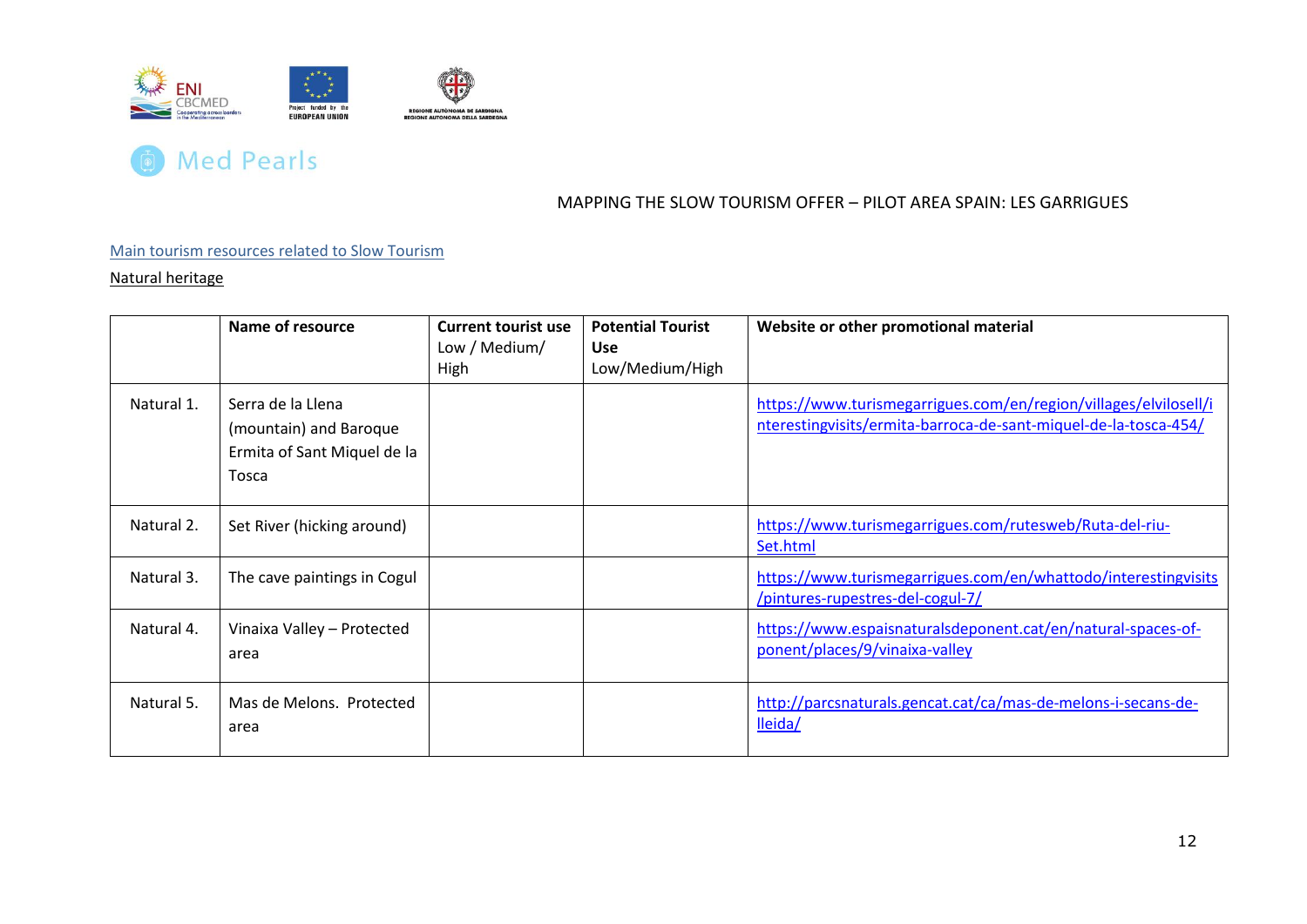MAPPING THE SLOW TOURISM OFFER – PILOT AREA SPAIN: LES GARRIGUES

## Main tourism resources related to Slow Tourism

### Natural heritage

| | Name of resource | Current tourist use Low / Medium/ High | Potential Tourist Use Low/Medium/High | Website or other promotional material |
|---|---|---|---|---|
| Natural 1. | Serra de la Llena (mountain) and Baroque Ermita of Sant Miquel de la Tosca | | | https://www.turismegarrigues.com/en/region/villages/elvilosell/interestingvisits/ermita-barroca-de-sant-miquel-de-la-tosca-454/ |
| Natural 2. | Set River (hicking around) | | | https://www.turismegarrigues.com/rutesweb/Ruta-del-riu-Set.html |
| Natural 3. | The cave paintings in Cogul | | | https://www.turismegarrigues.com/en/whattodo/interestingvisits/pintures-rupestres-del-cogul-7/ |
| Natural 4. | Vinaixa Valley – Protected area | | | https://www.espaisnaturalsdeponent.cat/en/natural-spaces-of-ponent/places/9/vinaixa-valley |
| Natural 5. | Mas de Melons. Protected area | | | http://parcsnaturals.gencat.cat/ca/mas-de-melons-i-secans-de-lleida/ |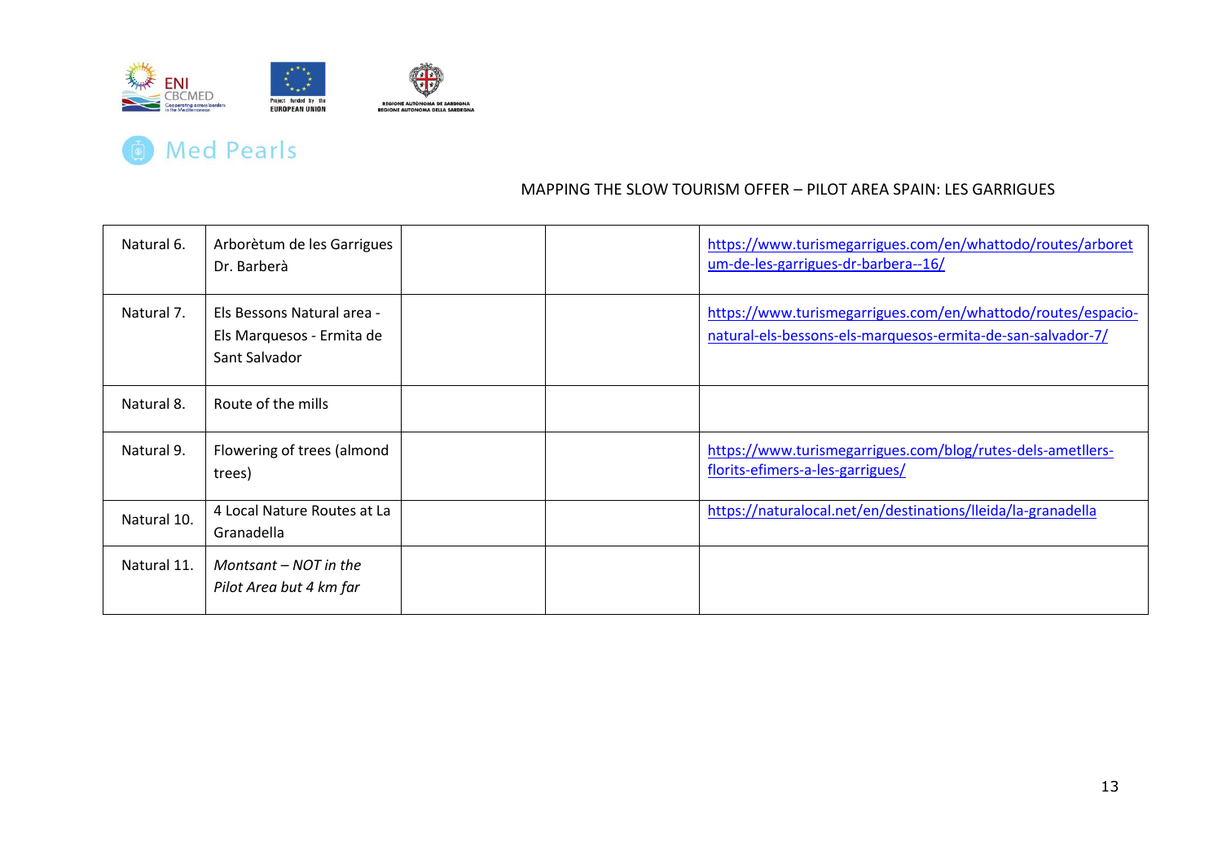MAPPING THE SLOW TOURISM OFFER – PILOT AREA SPAIN: LES GARRIGUES

| | | | | |
|---|---|---|---|---|
| Natural 6. | Arborètum de les Garrigues Dr. Barberà | | | https://www.turismegarrigues.com/en/whattodo/routes/arboretum-de-les-garrigues-dr-barbera--16/ |
| Natural 7. | Els Bessons Natural area - Els Marquesos - Ermita de Sant Salvador | | | https://www.turismegarrigues.com/en/whattodo/routes/espacio-natural-els-bessons-els-marquesos-ermita-de-san-salvador-7/ |
| Natural 8. | Route of the mills | | | |
| Natural 9. | Flowering of trees (almond trees) | | | https://www.turismegarrigues.com/blog/rutes-dels-ametllers-florits-efimers-a-les-garrigues/ |
| Natural 10. | 4 Local Nature Routes at La Granadella | | | https://naturalocal.net/en/destinations/lleida/la-granadella |
| Natural 11. | *Montsant – NOT in the Pilot Area but 4 km far* | | | |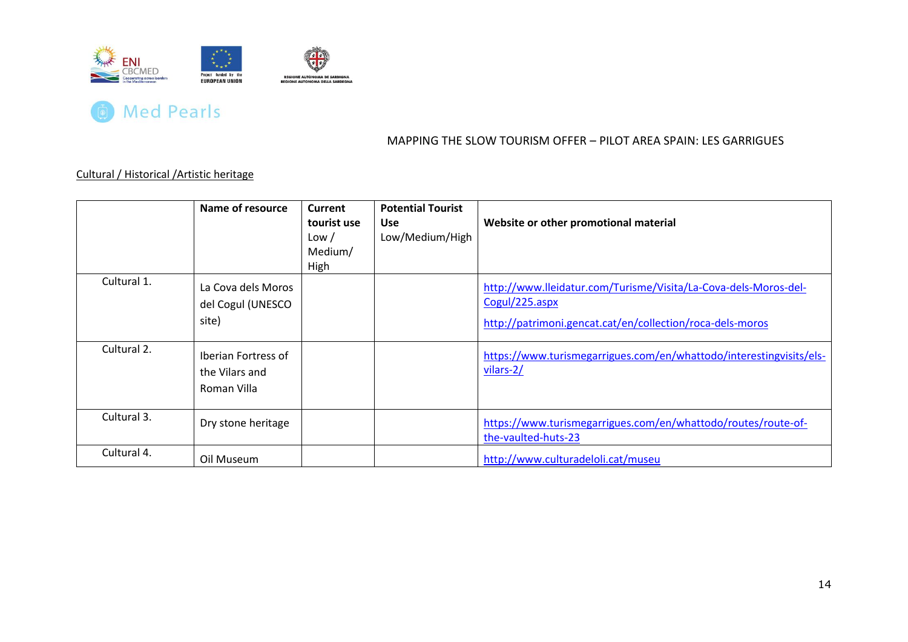MAPPING THE SLOW TOURISM OFFER – PILOT AREA SPAIN: LES GARRIGUES

Cultural / Historical /Artistic heritage

| | Name of resource | Current tourist use Low / Medium/ High | Potential Tourist Use Low/Medium/High | Website or other promotional material |
|---|---|---|---|---|
| Cultural 1. | La Cova dels Moros del Cogul (UNESCO site) | | | http://www.lleidatur.com/Turisme/Visita/La-Cova-dels-Moros-del-Cogul/225.aspx<br>http://patrimoni.gencat.cat/en/collection/roca-dels-moros |
| Cultural 2. | Iberian Fortress of the Vilars and Roman Villa | | | https://www.turismegarrigues.com/en/whattodo/interestingvisits/els-vilars-2/ |
| Cultural 3. | Dry stone heritage | | | https://www.turismegarrigues.com/en/whattodo/routes/route-of-the-vaulted-huts-23 |
| Cultural 4. | Oil Museum | | | http://www.culturadeloli.cat/museu |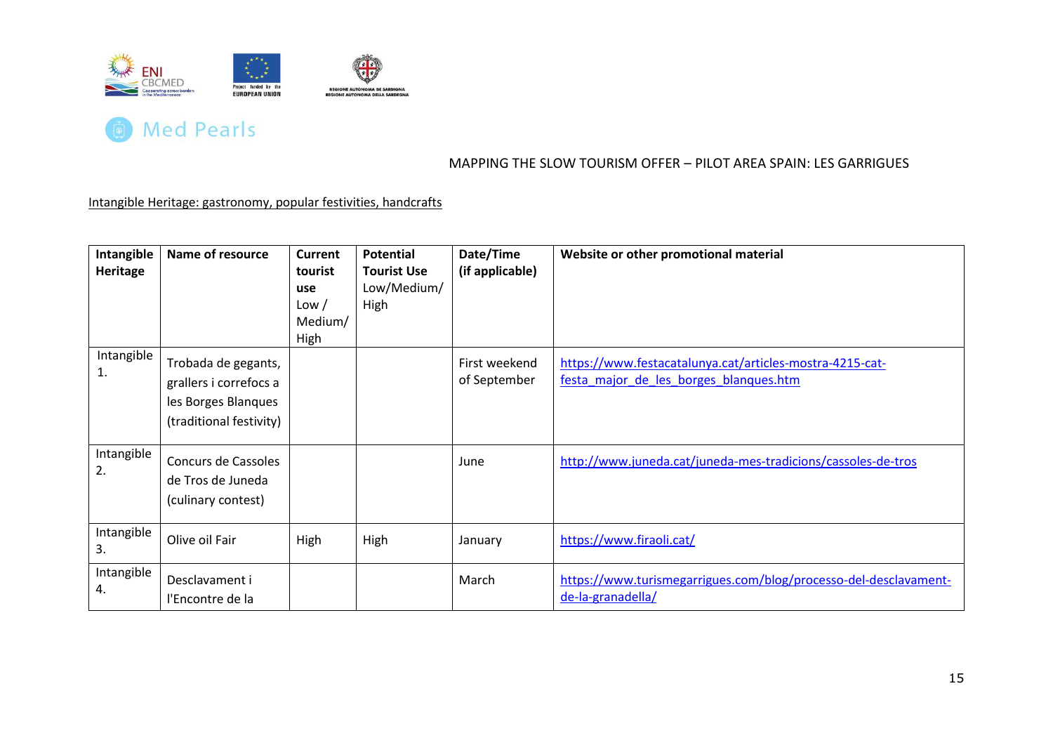Med Pearls

MAPPING THE SLOW TOURISM OFFER – PILOT AREA SPAIN: LES GARRIGUES

Intangible Heritage: gastronomy, popular festivities, handcrafts

| Intangible Heritage | Name of resource | Current tourist use Low / Medium/ High | Potential Tourist Use Low/Medium/ High | Date/Time (if applicable) | Website or other promotional material |
|---|---|---|---|---|---|
| Intangible 1. | Trobada de gegants, grallers i correfocs a les Borges Blanques (traditional festivity) | | | First weekend of September | https://www.festacatalunya.cat/articles-mostra-4215-cat-festa_major_de_les_borges_blanques.htm |
| Intangible 2. | Concurs de Cassoles de Tros de Juneda (culinary contest) | | | June | http://www.juneda.cat/juneda-mes-tradicions/cassoles-de-tros |
| Intangible 3. | Olive oil Fair | High | High | January | https://www.firaoli.cat/ |
| Intangible 4. | Desclavament i l'Encontre de la | | | March | https://www.turismegarrigues.com/blog/processo-del-desclavament-de-la-granadella/ |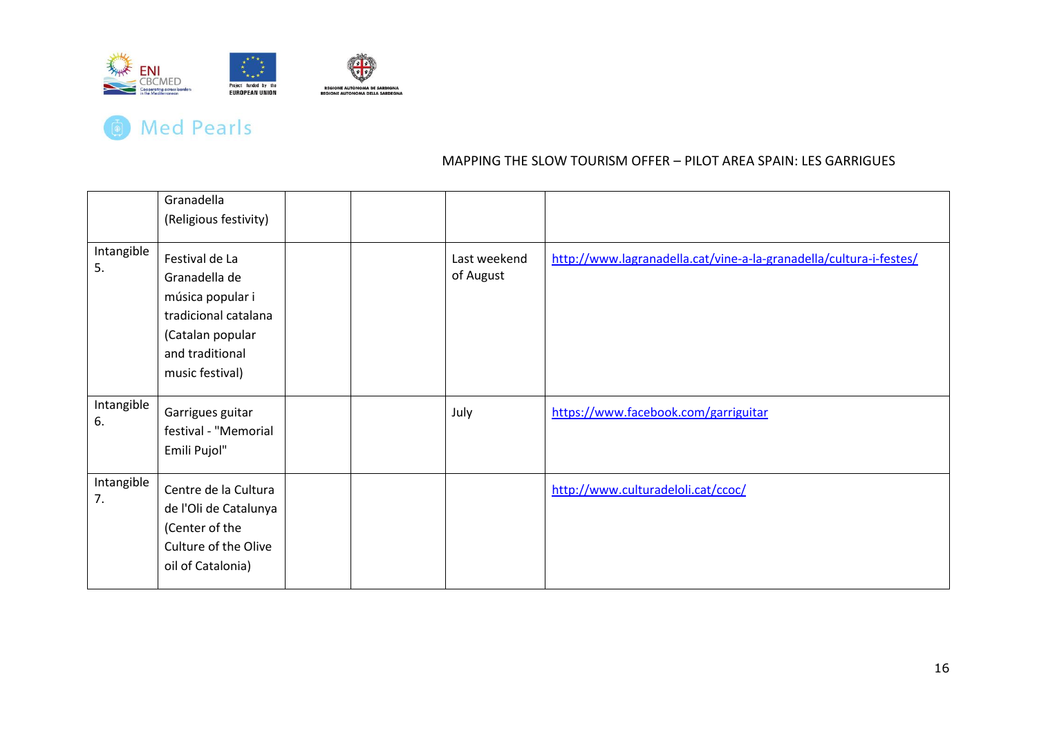| | Granadella (Religious festivity) | | | | |
|---|---|---|---|---|---|
| Intangible 5. | Festival de La Granadella de música popular i tradicional catalana (Catalan popular and traditional music festival) | | | Last weekend of August | http://www.lagranadella.cat/vine-a-la-granadella/cultura-i-festes/ |
| Intangible 6. | Garrigues guitar festival - "Memorial Emili Pujol" | | | July | https://www.facebook.com/garriguitar |
| Intangible 7. | Centre de la Cultura de l'Oli de Catalunya (Center of the Culture of the Olive oil of Catalonia) | | | | http://www.culturadeloli.cat/ccoc/ |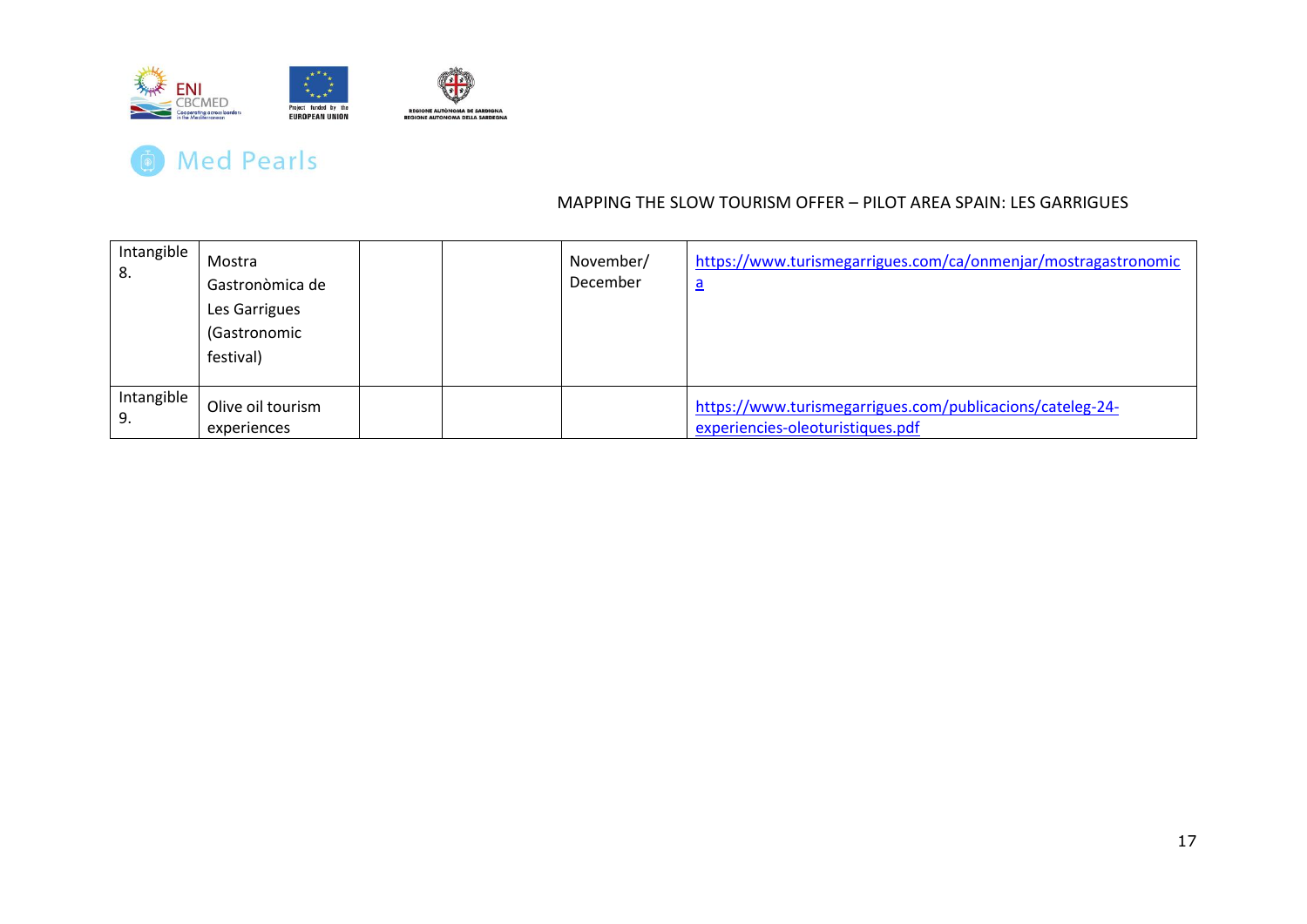MAPPING THE SLOW TOURISM OFFER – PILOT AREA SPAIN: LES GARRIGUES

| | | | | | |
|---|---|---|---|---|---|
| Intangible 8. | Mostra Gastronòmica de Les Garrigues (Gastronomic festival) | | | November/ December | https://www.turismegarrigues.com/ca/onmenjar/mostragastronomica |
| Intangible 9. | Olive oil tourism experiences | | | | https://www.turismegarrigues.com/publicacions/cateleg-24-experiencies-oleoturistiques.pdf |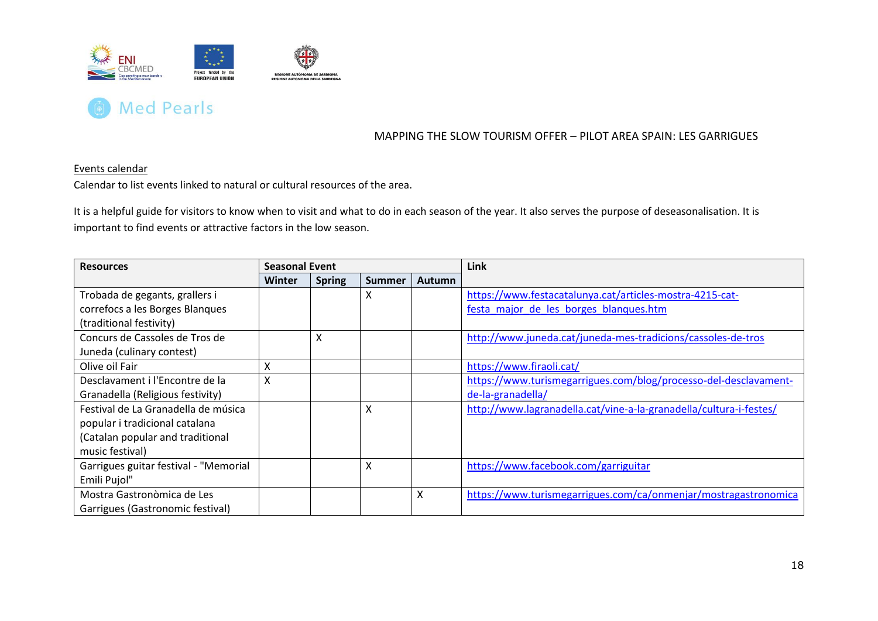MAPPING THE SLOW TOURISM OFFER – PILOT AREA SPAIN: LES GARRIGUES

Events calendar

Calendar to list events linked to natural or cultural resources of the area.

It is a helpful guide for visitors to know when to visit and what to do in each season of the year. It also serves the purpose of deseasonalisation. It is important to find events or attractive factors in the low season.

| Resources | Seasonal Event | | | | Link |
|---|---|---|---|---|---|
| | Winter | Spring | Summer | Autumn | |
| Trobada de gegants, grallers i correfocs a les Borges Blanques (traditional festivity) | | | X | | https://www.festacatalunya.cat/articles-mostra-4215-cat-festa_major_de_les_borges_blanques.htm |
| Concurs de Cassoles de Tros de Juneda (culinary contest) | | X | | | http://www.juneda.cat/juneda-mes-tradicions/cassoles-de-tros |
| Olive oil Fair | X | | | | https://www.firaoli.cat/ |
| Desclavament i l'Encontre de la Granadella (Religious festivity) | X | | | | https://www.turismegarrigues.com/blog/processo-del-desclavament-de-la-granadella/ |
| Festival de La Granadella de música popular i tradicional catalana (Catalan popular and traditional music festival) | | | X | | http://www.lagranadella.cat/vine-a-la-granadella/cultura-i-festes/ |
| Garrigues guitar festival - "Memorial Emili Pujol" | | | X | | https://www.facebook.com/garriguitar |
| Mostra Gastronòmica de Les Garrigues (Gastronomic festival) | | | | X | https://www.turismegarrigues.com/ca/onmenjar/mostragastronomica |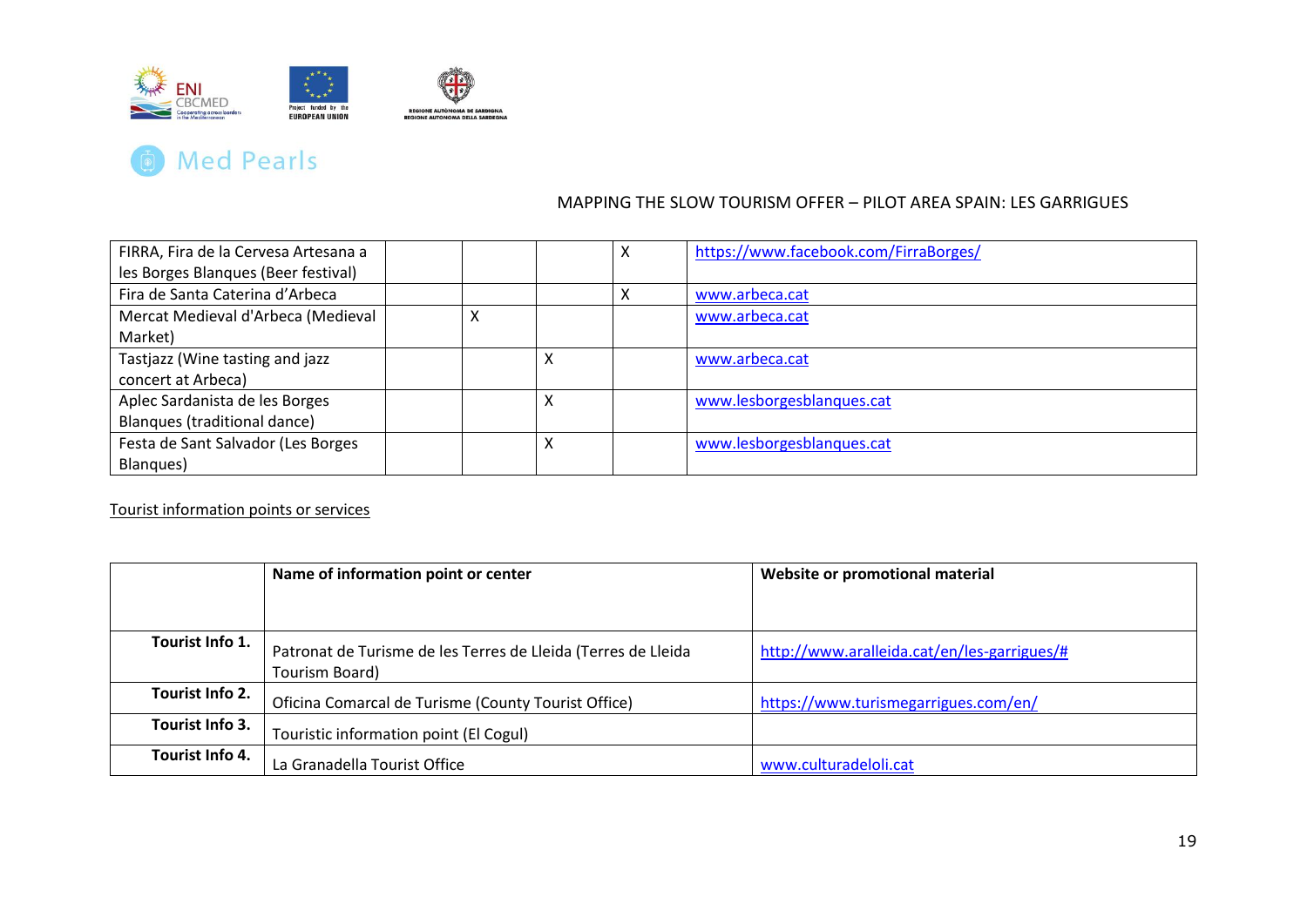MAPPING THE SLOW TOURISM OFFER – PILOT AREA SPAIN: LES GARRIGUES

| | | | | | |
|---|---|---|---|---|---|
| FIRRA, Fira de la Cervesa Artesana a les Borges Blanques (Beer festival) | | | | X | https://www.facebook.com/FirraBorges/ |
| Fira de Santa Caterina d'Arbeca | | | | X | www.arbeca.cat |
| Mercat Medieval d'Arbeca (Medieval Market) | | X | | | www.arbeca.cat |
| Tastjazz (Wine tasting and jazz concert at Arbeca) | | | X | | www.arbeca.cat |
| Aplec Sardanista de les Borges Blanques (traditional dance) | | | X | | www.lesborgesblanques.cat |
| Festa de Sant Salvador (Les Borges Blanques) | | | X | | www.lesborgesblanques.cat |

Tourist information points or services

| | Name of information point or center | Website or promotional material |
|---|---|---|
| **Tourist Info 1.** | Patronat de Turisme de les Terres de Lleida (Terres de Lleida Tourism Board) | http://www.aralleida.cat/en/les-garrigues/# |
| **Tourist Info 2.** | Oficina Comarcal de Turisme (County Tourist Office) | https://www.turismegarrigues.com/en/ |
| **Tourist Info 3.** | Touristic information point (El Cogul) | |
| **Tourist Info 4.** | La Granadella Tourist Office | www.culturadeloli.cat |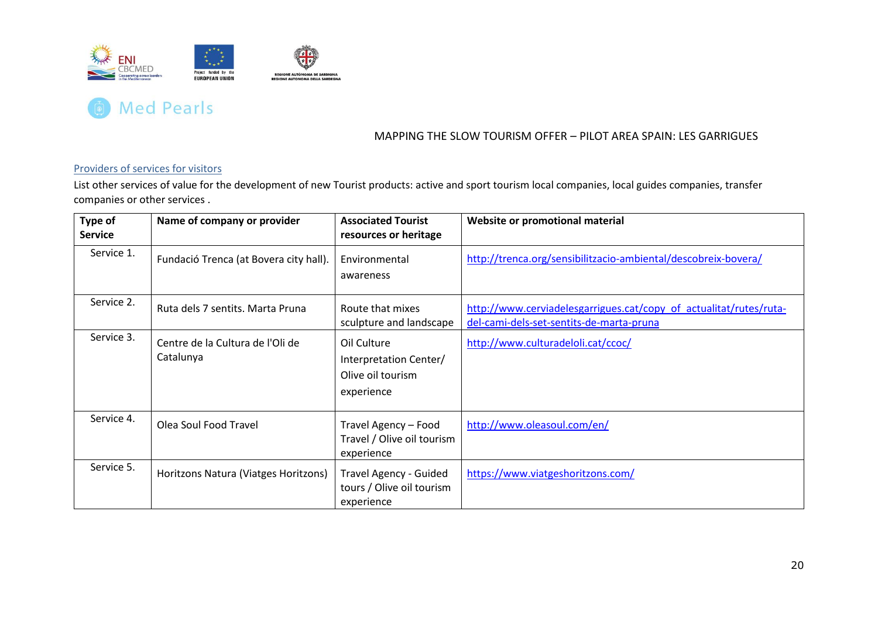Med Pearls

MAPPING THE SLOW TOURISM OFFER – PILOT AREA SPAIN: LES GARRIGUES

Providers of services for visitors

List other services of value for the development of new Tourist products: active and sport tourism local companies, local guides companies, transfer companies or other services .

| Type of Service | Name of company or provider | Associated Tourist resources or heritage | Website or promotional material |
|---|---|---|---|
| Service 1. | Fundació Trenca (at Bovera city hall). | Environmental awareness | http://trenca.org/sensibilitzacio-ambiental/descobreix-bovera/ |
| Service 2. | Ruta dels 7 sentits. Marta Pruna | Route that mixes sculpture and landscape | http://www.cerviadelesgarrigues.cat/copy_of_actualitat/rutes/ruta-del-cami-dels-set-sentits-de-marta-pruna |
| Service 3. | Centre de la Cultura de l'Oli de Catalunya | Oil Culture Interpretation Center/ Olive oil tourism experience | http://www.culturadeloli.cat/ccoc/ |
| Service 4. | Olea Soul Food Travel | Travel Agency – Food Travel / Olive oil tourism experience | http://www.oleasoul.com/en/ |
| Service 5. | Horitzons Natura (Viatges Horitzons) | Travel Agency - Guided tours / Olive oil tourism experience | https://www.viatgeshoritzons.com/ |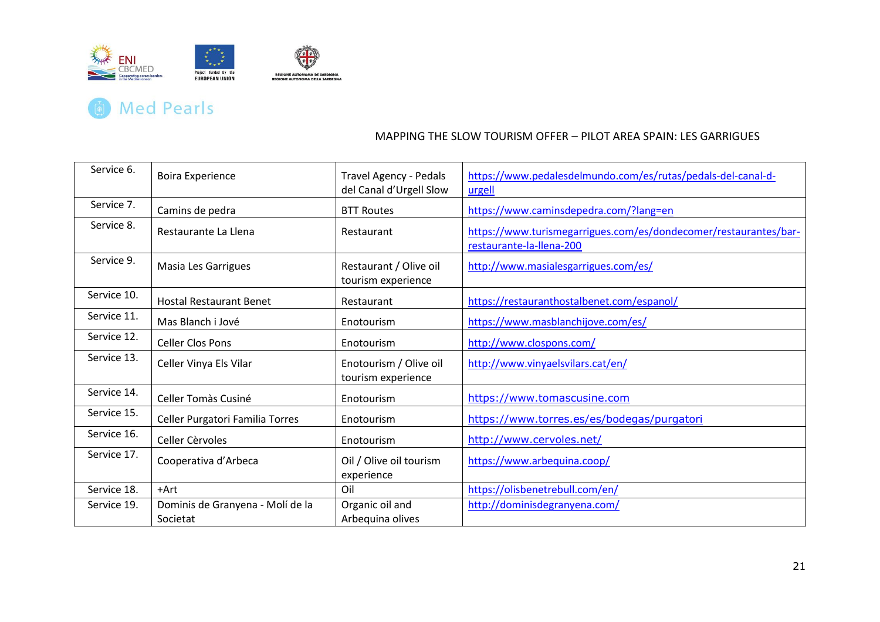MAPPING THE SLOW TOURISM OFFER – PILOT AREA SPAIN: LES GARRIGUES

| | | | |
|---|---|---|---|
| Service 6. | Boira Experience | Travel Agency - Pedals del Canal d'Urgell Slow | https://www.pedalesdelmundo.com/es/rutas/pedals-del-canal-d-urgell |
| Service 7. | Camins de pedra | BTT Routes | https://www.caminsdepedra.com/?lang=en |
| Service 8. | Restaurante La Llena | Restaurant | https://www.turismegarrigues.com/es/dondecomer/restaurantes/bar-restaurante-la-llena-200 |
| Service 9. | Masia Les Garrigues | Restaurant / Olive oil tourism experience | http://www.masialesgarrigues.com/es/ |
| Service 10. | Hostal Restaurant Benet | Restaurant | https://restauranthostalbenet.com/espanol/ |
| Service 11. | Mas Blanch i Jové | Enotourism | https://www.masblanchijove.com/es/ |
| Service 12. | Celler Clos Pons | Enotourism | http://www.clospons.com/ |
| Service 13. | Celler Vinya Els Vilar | Enotourism / Olive oil tourism experience | http://www.vinyaelsvilars.cat/en/ |
| Service 14. | Celler Tomàs Cusiné | Enotourism | https://www.tomascusine.com |
| Service 15. | Celler Purgatori Familia Torres | Enotourism | https://www.torres.es/es/bodegas/purgatori |
| Service 16. | Celler Cèrvoles | Enotourism | http://www.cervoles.net/ |
| Service 17. | Cooperativa d'Arbeca | Oil / Olive oil tourism experience | https://www.arbequina.coop/ |
| Service 18. | +Art | Oil | https://olisbenetrebull.com/en/ |
| Service 19. | Dominis de Granyena - Molí de la Societat | Organic oil and Arbequina olives | http://dominisdegranyena.com/ |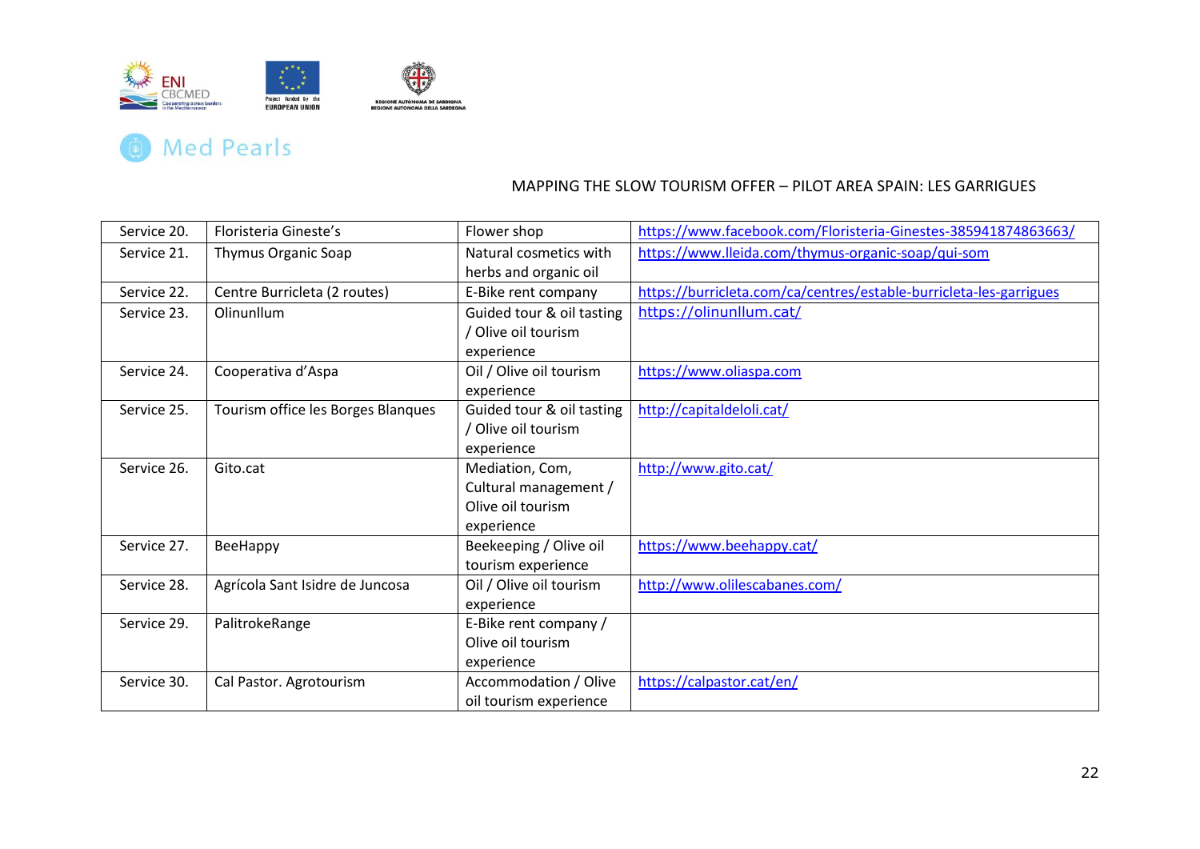MAPPING THE SLOW TOURISM OFFER – PILOT AREA SPAIN: LES GARRIGUES

| | | | |
|---|---|---|---|
| Service 20. | Floristeria Gineste's | Flower shop | https://www.facebook.com/Floristeria-Ginestes-385941874863663/ |
| Service 21. | Thymus Organic Soap | Natural cosmetics with herbs and organic oil | https://www.lleida.com/thymus-organic-soap/qui-som |
| Service 22. | Centre Burricleta (2 routes) | E-Bike rent company | https://burricleta.com/ca/centres/estable-burricleta-les-garrigues |
| Service 23. | Olinunllum | Guided tour & oil tasting / Olive oil tourism experience | https://olinunllum.cat/ |
| Service 24. | Cooperativa d'Aspa | Oil / Olive oil tourism experience | https://www.oliaspa.com |
| Service 25. | Tourism office les Borges Blanques | Guided tour & oil tasting / Olive oil tourism experience | http://capitaldeloli.cat/ |
| Service 26. | Gito.cat | Mediation, Com, Cultural management / Olive oil tourism experience | http://www.gito.cat/ |
| Service 27. | BeeHappy | Beekeeping / Olive oil tourism experience | https://www.beehappy.cat/ |
| Service 28. | Agrícola Sant Isidre de Juncosa | Oil / Olive oil tourism experience | http://www.olilescabanes.com/ |
| Service 29. | PalitrokeRange | E-Bike rent company / Olive oil tourism experience | |
| Service 30. | Cal Pastor. Agrotourism | Accommodation / Olive oil tourism experience | https://calpastor.cat/en/ |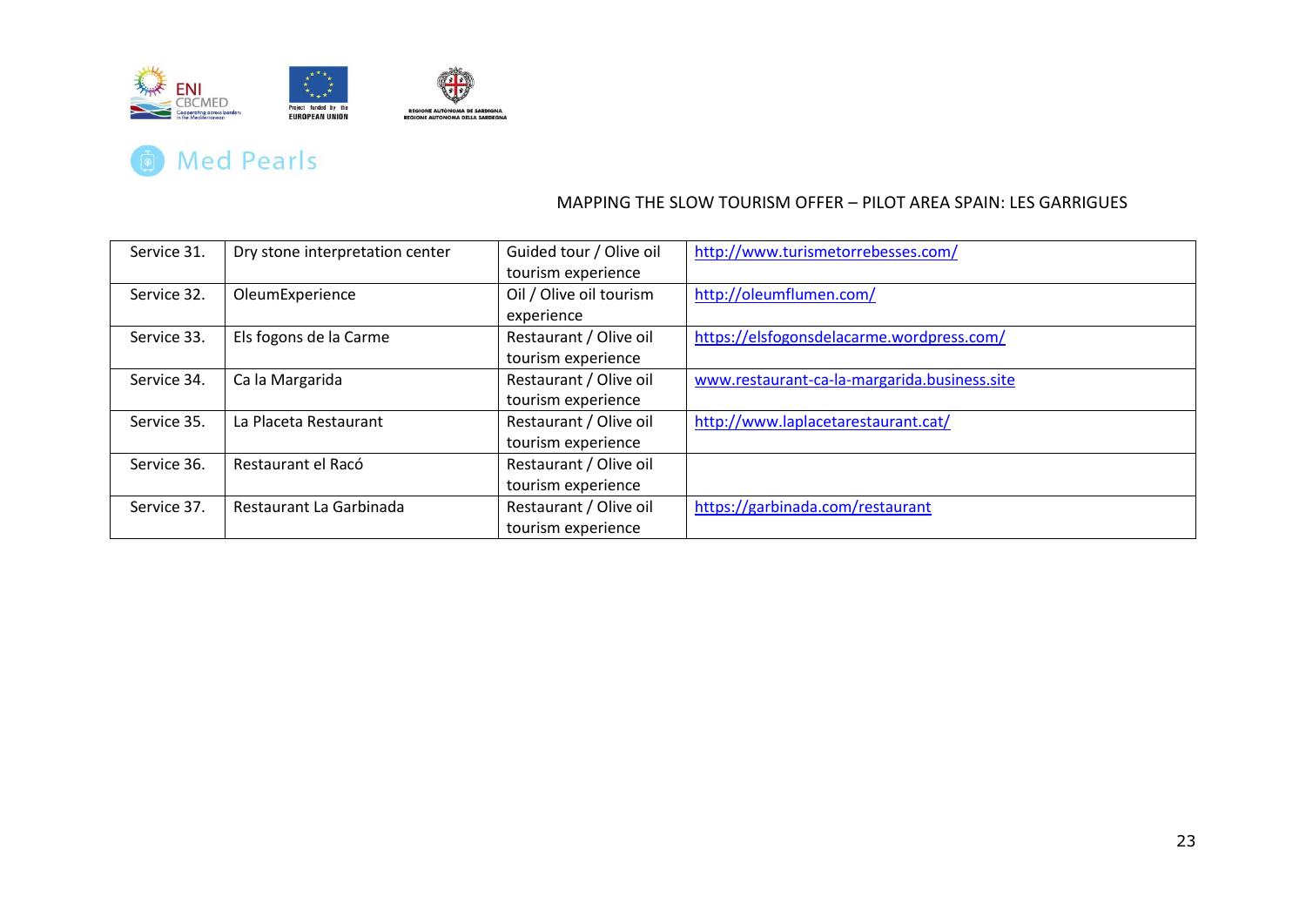MAPPING THE SLOW TOURISM OFFER – PILOT AREA SPAIN: LES GARRIGUES

| | | | |
|---|---|---|---|
| Service 31. | Dry stone interpretation center | Guided tour / Olive oil tourism experience | http://www.turismetorrebesses.com/ |
| Service 32. | OleumExperience | Oil / Olive oil tourism experience | http://oleumflumen.com/ |
| Service 33. | Els fogons de la Carme | Restaurant / Olive oil tourism experience | https://elsfogonsdelacarme.wordpress.com/ |
| Service 34. | Ca la Margarida | Restaurant / Olive oil tourism experience | www.restaurant-ca-la-margarida.business.site |
| Service 35. | La Placeta Restaurant | Restaurant / Olive oil tourism experience | http://www.laplacetarestaurant.cat/ |
| Service 36. | Restaurant el Racó | Restaurant / Olive oil tourism experience | |
| Service 37. | Restaurant La Garbinada | Restaurant / Olive oil tourism experience | https://garbinada.com/restaurant |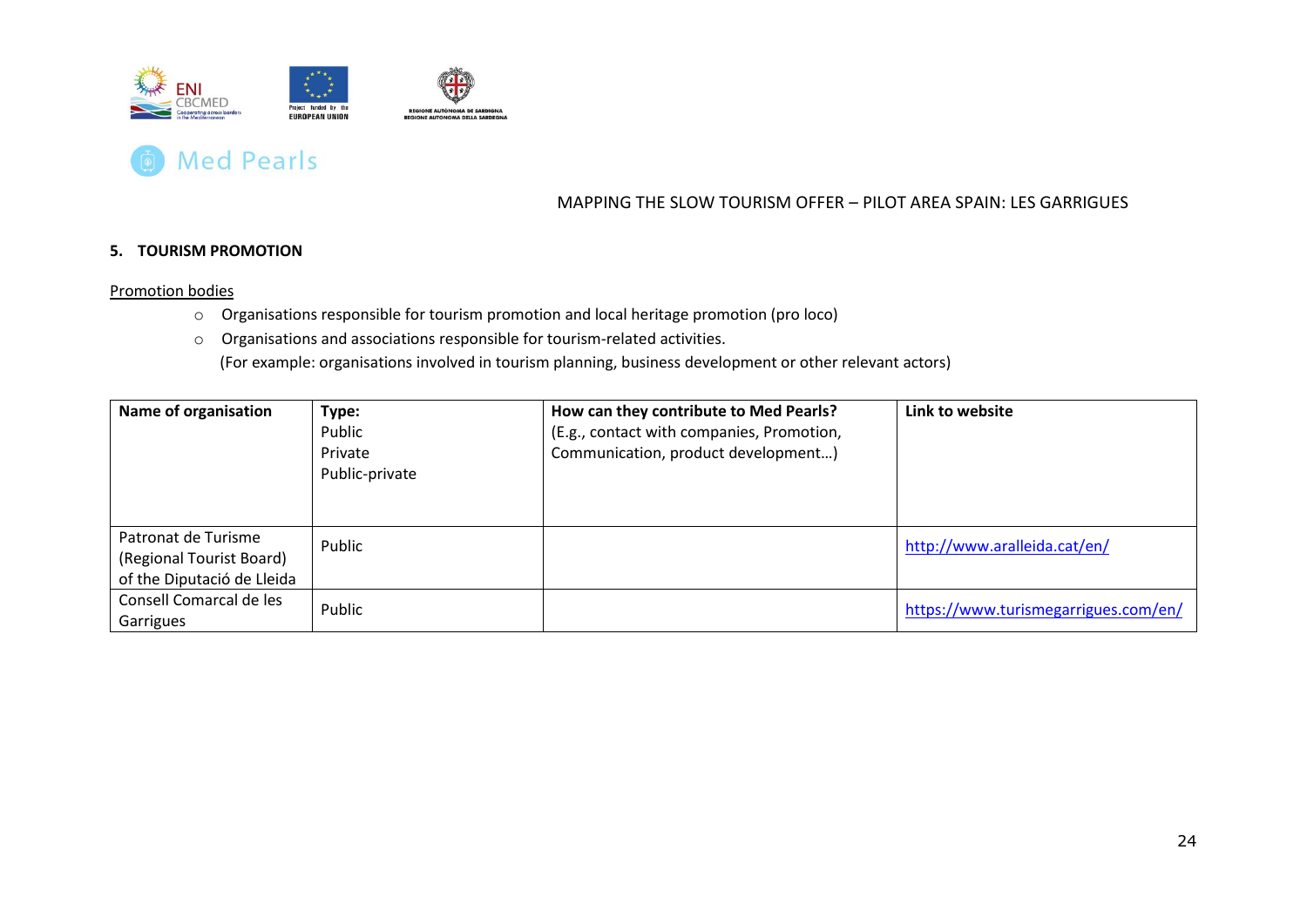MAPPING THE SLOW TOURISM OFFER – PILOT AREA SPAIN: LES GARRIGUES

## 5. TOURISM PROMOTION

Promotion bodies

- Organisations responsible for tourism promotion and local heritage promotion (pro loco)
- Organisations and associations responsible for tourism-related activities.
  (For example: organisations involved in tourism planning, business development or other relevant actors)

| **Name of organisation** | **Type:** Public Private Public-private | **How can they contribute to Med Pearls?** (E.g., contact with companies, Promotion, Communication, product development…) | **Link to website** |
|---|---|---|---|
| Patronat de Turisme (Regional Tourist Board) of the Diputació de Lleida | Public | | http://www.aralleida.cat/en/ |
| Consell Comarcal de les Garrigues | Public | | https://www.turismegarrigues.com/en/ |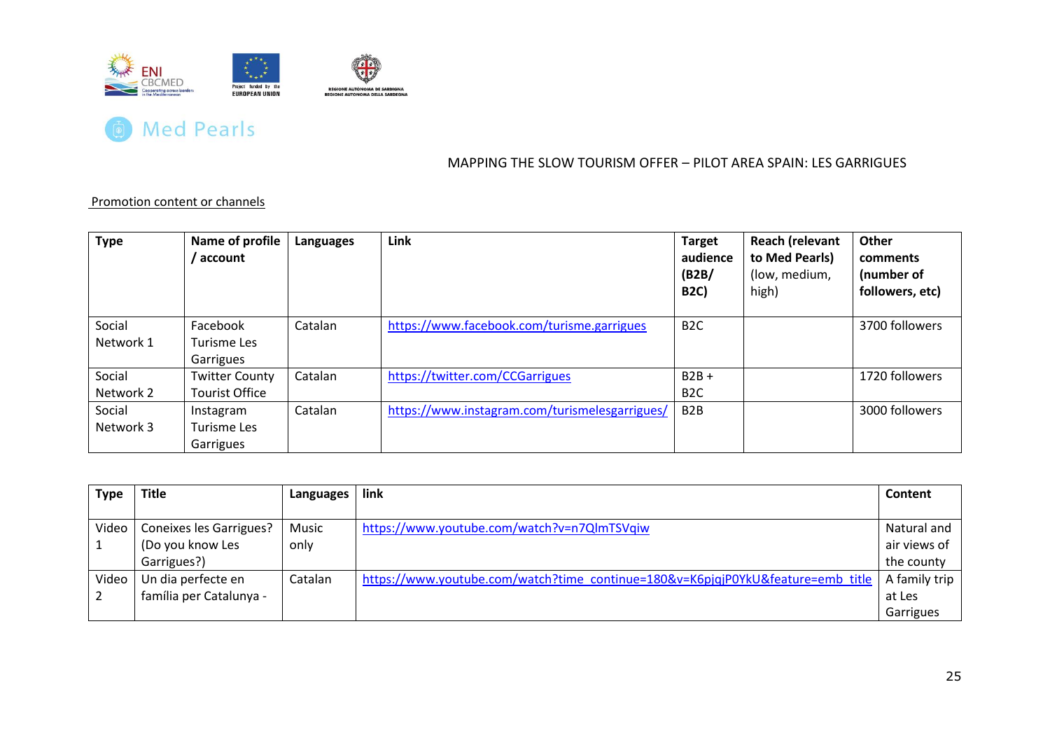MAPPING THE SLOW TOURISM OFFER – PILOT AREA SPAIN: LES GARRIGUES

Promotion content or channels

| Type | Name of profile / account | Languages | Link | Target audience (B2B/ B2C) | Reach (relevant to Med Pearls) (low, medium, high) | Other comments (number of followers, etc) |
|---|---|---|---|---|---|---|
| Social Network 1 | Facebook Turisme Les Garrigues | Catalan | https://www.facebook.com/turisme.garrigues | B2C | | 3700 followers |
| Social Network 2 | Twitter County Tourist Office | Catalan | https://twitter.com/CCGarrigues | B2B + B2C | | 1720 followers |
| Social Network 3 | Instagram Turisme Les Garrigues | Catalan | https://www.instagram.com/turismelesgarrigues/ | B2B | | 3000 followers |

| Type | Title | Languages | link | Content |
|---|---|---|---|---|
| Video 1 | Coneixes les Garrigues? (Do you know Les Garrigues?) | Music only | https://www.youtube.com/watch?v=n7QlmTSVqiw | Natural and air views of the county |
| Video 2 | Un dia perfecte en família per Catalunya - | Catalan | https://www.youtube.com/watch?time_continue=180&v=K6pjqjP0YkU&feature=emb_title | A family trip at Les Garrigues |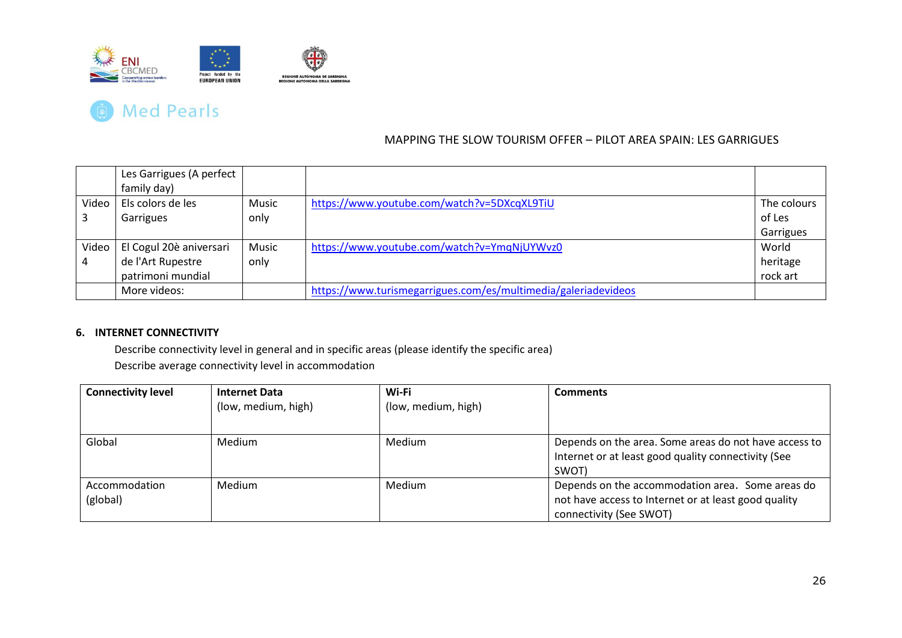| | | | | |
|---|---|---|---|---|
| | Les Garrigues (A perfect family day) | | | |
| Video 3 | Els colors de les Garrigues | Music only | https://www.youtube.com/watch?v=5DXcqXL9TiU | The colours of Les Garrigues |
| Video 4 | El Cogul 20è aniversari de l'Art Rupestre patrimoni mundial | Music only | https://www.youtube.com/watch?v=YmqNjUYWvz0 | World heritage rock art |
| | More videos: | | https://www.turismegarrigues.com/es/multimedia/galeriadevideos | |

## 6. INTERNET CONNECTIVITY

Describe connectivity level in general and in specific areas (please identify the specific area)

Describe average connectivity level in accommodation

| **Connectivity level** | **Internet Data** (low, medium, high) | **Wi-Fi** (low, medium, high) | **Comments** |
|---|---|---|---|
| Global | Medium | Medium | Depends on the area. Some areas do not have access to Internet or at least good quality connectivity (See SWOT) |
| Accommodation (global) | Medium | Medium | Depends on the accommodation area. Some areas do not have access to Internet or at least good quality connectivity (See SWOT) |